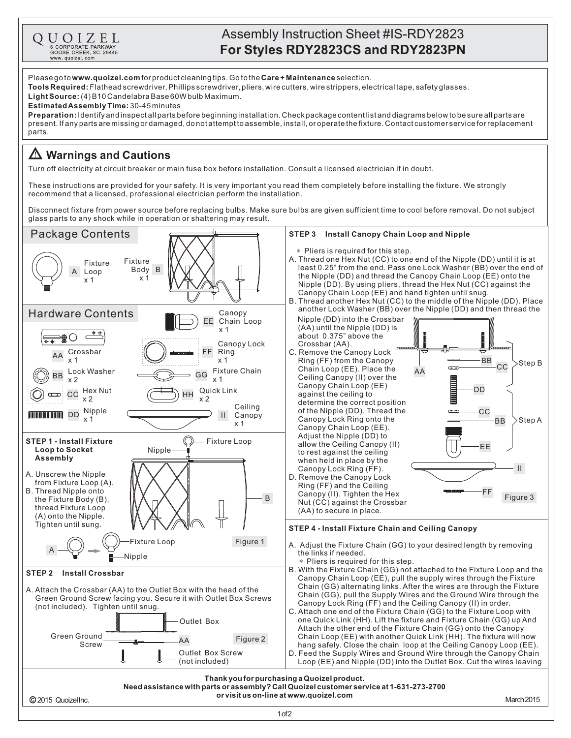QUOIZEL
6 CORPORATE PARKWAY
GOOSE CREEK, SC. 29445
www. quoizel. com

# Assembly Instruction Sheet #IS-RDY2823
## For Styles RDY2823CS and RDY2823PN

Please go to **www.quoizel.com** for product cleaning tips. Go to the **Care + Maintenance** selection.

**Tools Required:** Flathead screwdriver, Phillips screwdriver, pliers, wire cutters, wire strippers, electrical tape, safety glasses.

**Light Source:** (4) B10 Candelabra Base 60W bulb Maximum.

**Estimated Assembly Time:** 30-45 minutes

**Preparation:** Identify and inspect all parts before beginning installation. Check package content list and diagrams below to be sure all parts are present. If any parts are missing or damaged, do not attempt to assemble, install, or operate the fixture. Contact customer service for replacement parts.

## ⚠ Warnings and Cautions

Turn off electricity at circuit breaker or main fuse box before installation. Consult a licensed electrician if in doubt.

These instructions are provided for your safety. It is very important you read them completely before installing the fixture. We strongly recommend that a licensed, professional electrician perform the installation.

Disconnect fixture from power source before replacing bulbs. Make sure bulbs are given sufficient time to cool before removal. Do not subject glass parts to any shock while in operation or shattering may result.

## Package Contents

- A Fixture Loop x 1
- B Fixture Body x 1

## Hardware Contents

- AA Crossbar x 1
- BB Lock Washer x 2
- CC Hex Nut x 2
- DD Nipple x 1
- EE Canopy Chain Loop x 1
- FF Canopy Lock Ring x 1
- GG Fixture Chain x 1
- HH Quick Link x 2
- II Ceiling Canopy x 1

### STEP 1 - Install Fixture Loop to Socket Assembly

A. Unscrew the Nipple from Fixture Loop (A).
B. Thread Nipple onto the Fixture Body (B), thread Fixture Loop (A) onto the Nipple. Tighten until sung.

Figure 1

### STEP 2 - Install Crossbar

A. Attach the Crossbar (AA) to the Outlet Box with the head of the Green Ground Screw facing you. Secure it with Outlet Box Screws (not included). Tighten until snug.

Figure 2

### STEP 3 - Install Canopy Chain Loop and Nipple

\* Pliers is required for this step.

A. Thread one Hex Nut (CC) to one end of the Nipple (DD) until it is at least 0.25" from the end. Pass one Lock Washer (BB) over the end of the Nipple (DD) and thread the Canopy Chain Loop (EE) onto the Nipple (DD). By using pliers, thread the Hex Nut (CC) against the Canopy Chain Loop (EE) and hand tighten until snug.
B. Thread another Hex Nut (CC) to the middle of the Nipple (DD). Place another Lock Washer (BB) over the Nipple (DD) and then thread the Nipple (DD) into the Crossbar (AA) until the Nipple (DD) is about 0.375" above the Crossbar (AA).
C. Remove the Canopy Lock Ring (FF) from the Canopy Chain Loop (EE). Place the Ceiling Canopy (II) over the Canopy Chain Loop (EE) against the ceiling to determine the correct position of the Nipple (DD). Thread the Canopy Lock Ring onto the Canopy Chain Loop (EE). Adjust the Nipple (DD) to allow the Ceiling Canopy (II) to rest against the ceiling when held in place by the Canopy Lock Ring (FF).
D. Remove the Canopy Lock Ring (FF) and the Ceiling Canopy (II). Tighten the Hex Nut (CC) against the Crossbar (AA) to secure in place.

Figure 3

### STEP 4 - Install Fixture Chain and Ceiling Canopy

A. Adjust the Fixture Chain (GG) to your desired length by removing the links if needed.
\* Pliers is required for this step.
B. With the Fixture Chain (GG) not attached to the Fixture Loop and the Canopy Chain Loop (EE), pull the supply wires through the Fixture Chain (GG) alternating links. After the wires are through the Fixture Chain (GG), pull the Supply Wires and the Ground Wire through the Canopy Lock Ring (FF) and the Ceiling Canopy (II) in order.
C. Attach one end of the Fixture Chain (GG) to the Fixture Loop with one Quick Link (HH). Lift the fixture and Fixture Chain (GG) up And Attach the other end of the Fixture Chain (GG) onto the Canopy Chain Loop (EE) with another Quick Link (HH). The fixture will now hang safely. Close the chain loop at the Ceiling Canopy Loop (EE).
D. Feed the Supply Wires and Ground Wire through the Canopy Chain Loop (EE) and Nipple (DD) into the Outlet Box. Cut the wires leaving

**Thank you for purchasing a Quoizel product.**
**Need assistance with parts or assembly? Call Quoizel customer service at 1-631-273-2700 or visit us on-line at www.quoizel.com**

© 2015 Quoizel Inc. March 2015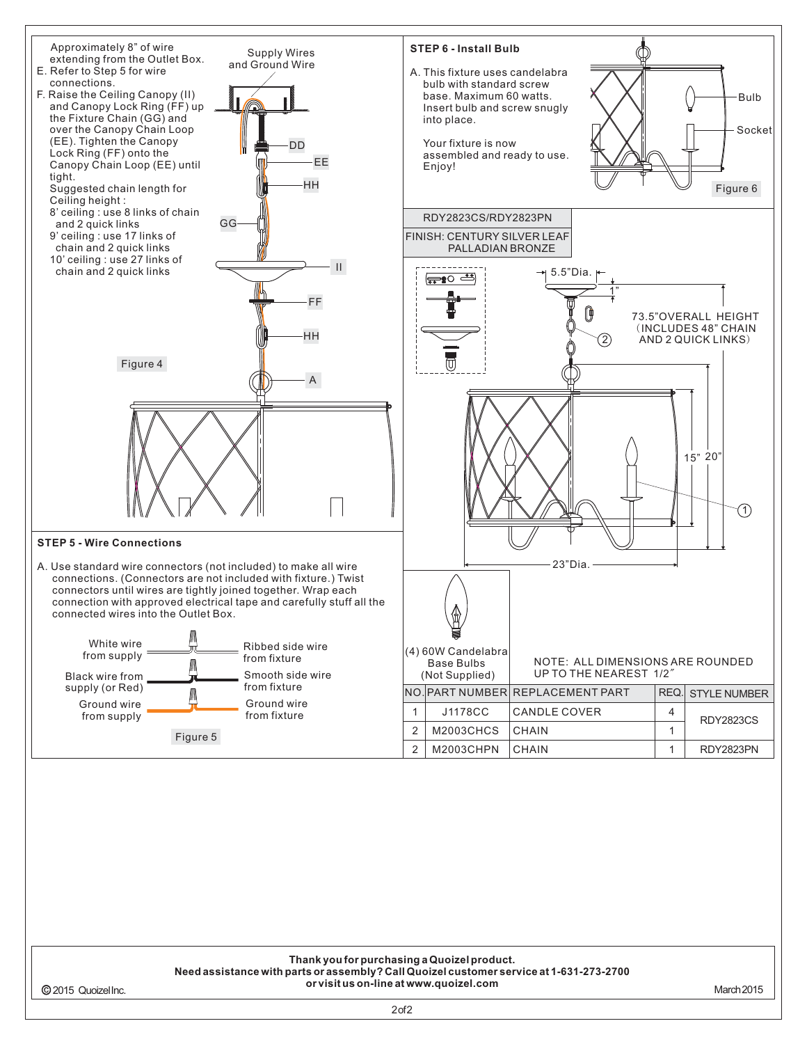Approximately 8" of wire extending from the Outlet Box.

E. Refer to Step 5 for wire connections.

F. Raise the Ceiling Canopy (II) and Canopy Lock Ring (FF) up the Fixture Chain (GG) and over the Canopy Chain Loop (EE). Tighten the Canopy Lock Ring (FF) onto the Canopy Chain Loop (EE) until tight.

Suggested chain length for Ceiling height :

8' ceiling : use 8 links of chain and 2 quick links

9' ceiling : use 17 links of chain and 2 quick links

10' ceiling : use 27 links of chain and 2 quick links

Supply Wires and Ground Wire

DD

EE

HH

GG

II

FF

HH

A

Figure 4

## STEP 5 - Wire Connections

A. Use standard wire connectors (not included) to make all wire connections. (Connectors are not included with fixture.) Twist connectors until wires are tightly joined together. Wrap each connection with approved electrical tape and carefully stuff all the connected wires into the Outlet Box.

White wire from supply — Ribbed side wire from fixture

Black wire from supply (or Red) — Smooth side wire from fixture

Ground wire from supply — Ground wire from fixture

Figure 5

## STEP 6 - Install Bulb

A. This fixture uses candelabra bulb with standard screw base. Maximum 60 watts. Insert bulb and screw snugly into place.

Your fixture is now assembled and ready to use. Enjoy!

Bulb

Socket

Figure 6

RDY2823CS/RDY2823PN

FINISH: CENTURY SILVER LEAF
PALLADIAN BRONZE

5.5"Dia.

1"

73.5"OVERALL HEIGHT (INCLUDES 48" CHAIN AND 2 QUICK LINKS)

15"

20"

23"Dia.

(4) 60W Candelabra Base Bulbs (Not Supplied)

NOTE: ALL DIMENSIONS ARE ROUNDED UP TO THE NEAREST 1/2"

| NO. | PART NUMBER | REPLACEMENT PART | REQ. | STYLE NUMBER |
|---|---|---|---|---|
| 1 | J1178CC | CANDLE COVER | 4 | RDY2823CS |
| 2 | M2003CHCS | CHAIN | 1 | |
| 2 | M2003CHPN | CHAIN | 1 | RDY2823PN |

**Thank you for purchasing a Quoizel product.**
**Need assistance with parts or assembly? Call Quoizel customer service at 1-631-273-2700 or visit us on-line at www.quoizel.com**

© 2015 Quoizel Inc.

March 2015